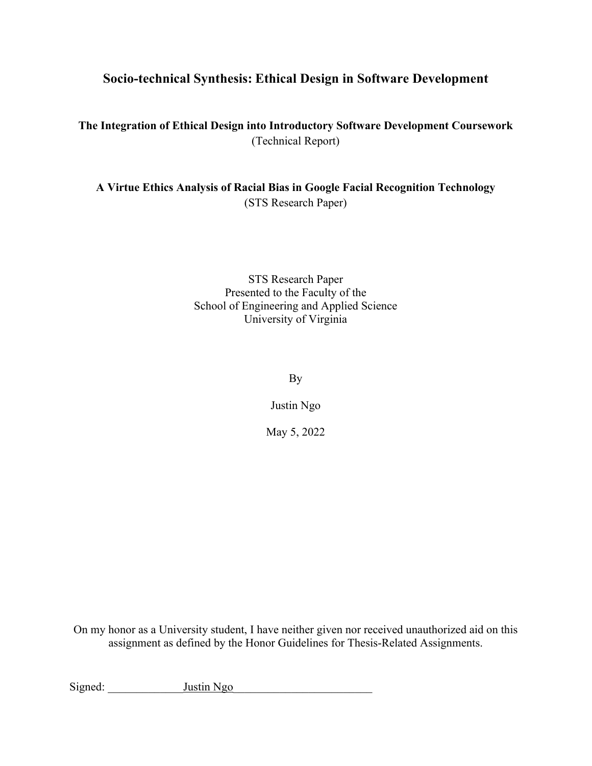# Socio-technical Synthesis: Ethical Design in Software Development

**The Integration of Ethical Design into Introductory Software Development Coursework**
(Technical Report)

**A Virtue Ethics Analysis of Racial Bias in Google Facial Recognition Technology**
(STS Research Paper)

STS Research Paper
Presented to the Faculty of the
School of Engineering and Applied Science
University of Virginia

By

Justin Ngo

May 5, 2022

On my honor as a University student, I have neither given nor received unauthorized aid on this assignment as defined by the Honor Guidelines for Thesis-Related Assignments.

Signed: Justin Ngo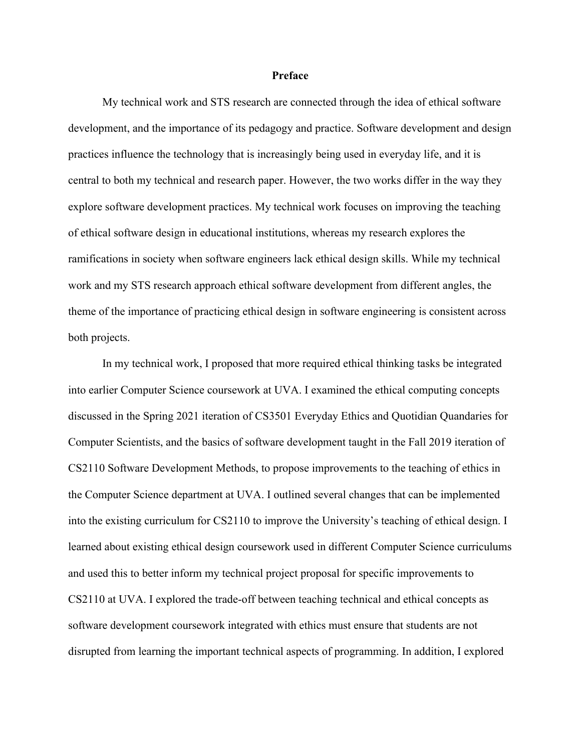# Preface

My technical work and STS research are connected through the idea of ethical software development, and the importance of its pedagogy and practice. Software development and design practices influence the technology that is increasingly being used in everyday life, and it is central to both my technical and research paper. However, the two works differ in the way they explore software development practices. My technical work focuses on improving the teaching of ethical software design in educational institutions, whereas my research explores the ramifications in society when software engineers lack ethical design skills. While my technical work and my STS research approach ethical software development from different angles, the theme of the importance of practicing ethical design in software engineering is consistent across both projects.

In my technical work, I proposed that more required ethical thinking tasks be integrated into earlier Computer Science coursework at UVA. I examined the ethical computing concepts discussed in the Spring 2021 iteration of CS3501 Everyday Ethics and Quotidian Quandaries for Computer Scientists, and the basics of software development taught in the Fall 2019 iteration of CS2110 Software Development Methods, to propose improvements to the teaching of ethics in the Computer Science department at UVA. I outlined several changes that can be implemented into the existing curriculum for CS2110 to improve the University's teaching of ethical design. I learned about existing ethical design coursework used in different Computer Science curriculums and used this to better inform my technical project proposal for specific improvements to CS2110 at UVA. I explored the trade-off between teaching technical and ethical concepts as software development coursework integrated with ethics must ensure that students are not disrupted from learning the important technical aspects of programming. In addition, I explored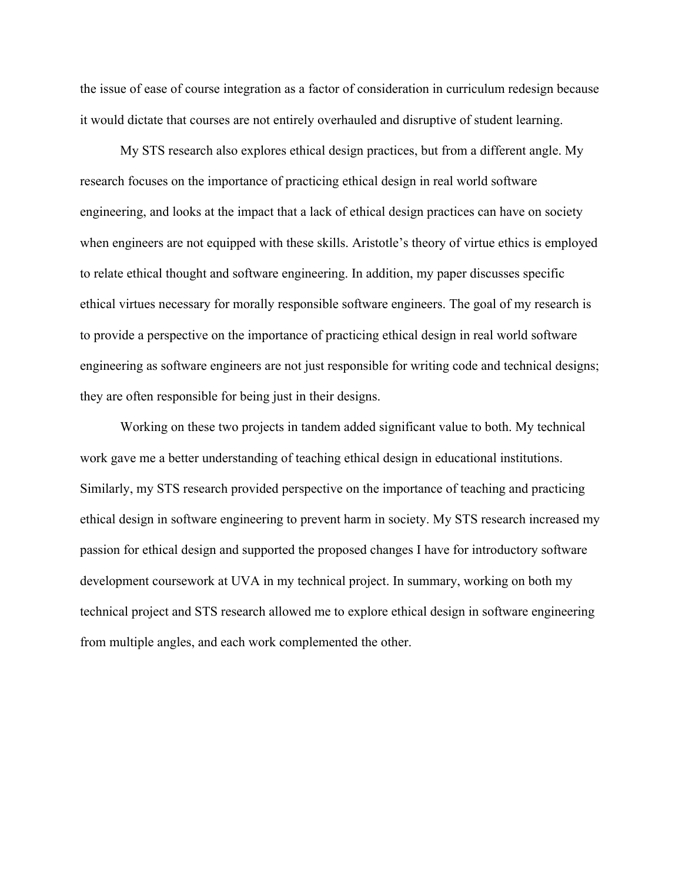the issue of ease of course integration as a factor of consideration in curriculum redesign because it would dictate that courses are not entirely overhauled and disruptive of student learning.

My STS research also explores ethical design practices, but from a different angle. My research focuses on the importance of practicing ethical design in real world software engineering, and looks at the impact that a lack of ethical design practices can have on society when engineers are not equipped with these skills. Aristotle's theory of virtue ethics is employed to relate ethical thought and software engineering. In addition, my paper discusses specific ethical virtues necessary for morally responsible software engineers. The goal of my research is to provide a perspective on the importance of practicing ethical design in real world software engineering as software engineers are not just responsible for writing code and technical designs; they are often responsible for being just in their designs.

Working on these two projects in tandem added significant value to both. My technical work gave me a better understanding of teaching ethical design in educational institutions. Similarly, my STS research provided perspective on the importance of teaching and practicing ethical design in software engineering to prevent harm in society. My STS research increased my passion for ethical design and supported the proposed changes I have for introductory software development coursework at UVA in my technical project. In summary, working on both my technical project and STS research allowed me to explore ethical design in software engineering from multiple angles, and each work complemented the other.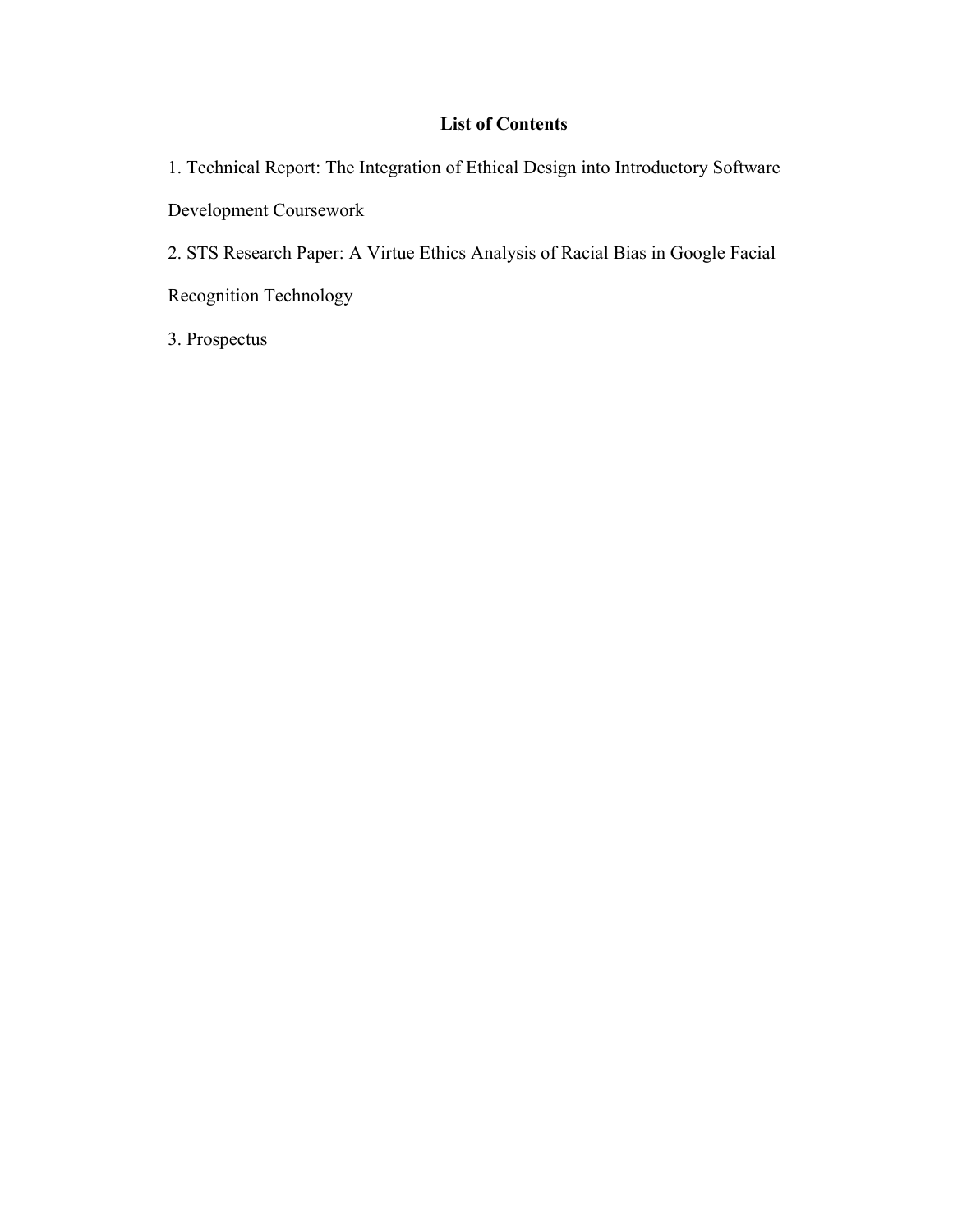**List of Contents**

1. Technical Report: The Integration of Ethical Design into Introductory Software Development Coursework
2. STS Research Paper: A Virtue Ethics Analysis of Racial Bias in Google Facial Recognition Technology
3. Prospectus